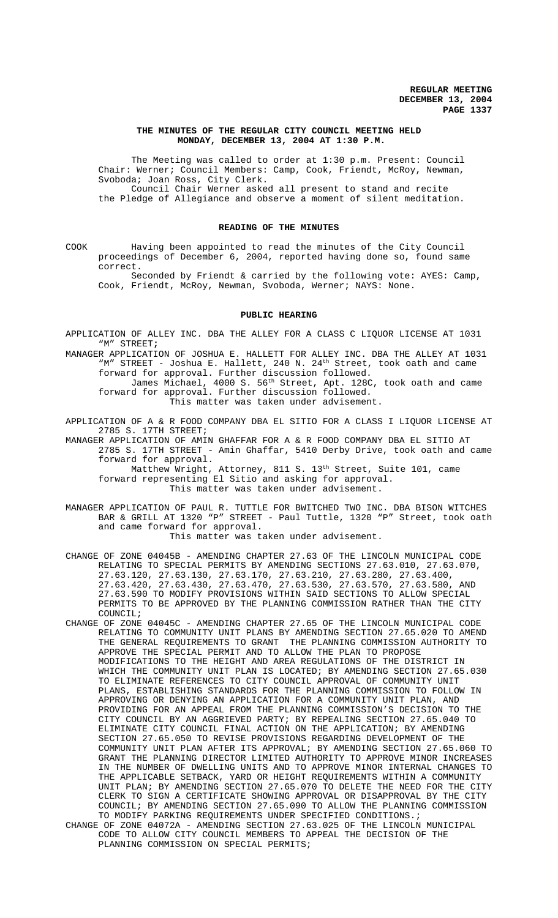# THE MINUTES OF THE REGULAR CITY COUNCIL MEETING HELD MONDAY, DECEMBER 13, 2004 AT 1:30 P.M.

The Meeting was called to order at 1:30 p.m. Present: Council Chair: Werner; Council Members: Camp, Cook, Friendt, McRoy, Newman, Svoboda; Joan Ross, City Clerk.

Council Chair Werner asked all present to stand and recite the Pledge of Allegiance and observe a moment of silent meditation.

## READING OF THE MINUTES

COOK Having been appointed to read the minutes of the City Council proceedings of December 6, 2004, reported having done so, found same correct.

Seconded by Friendt & carried by the following vote: AYES: Camp, Cook, Friendt, McRoy, Newman, Svoboda, Werner; NAYS: None.

## PUBLIC HEARING

APPLICATION OF ALLEY INC. DBA THE ALLEY FOR A CLASS C LIQUOR LICENSE AT 1031 "M" STREET;

MANAGER APPLICATION OF JOSHUA E. HALLETT FOR ALLEY INC. DBA THE ALLEY AT 1031 "M" STREET - Joshua E. Hallett, 240 N. 24th Street, took oath and came forward for approval. Further discussion followed.

James Michael, 4000 S. 56th Street, Apt. 128C, took oath and came forward for approval. Further discussion followed.

This matter was taken under advisement.

APPLICATION OF A & R FOOD COMPANY DBA EL SITIO FOR A CLASS I LIQUOR LICENSE AT 2785 S. 17TH STREET;

MANAGER APPLICATION OF AMIN GHAFFAR FOR A & R FOOD COMPANY DBA EL SITIO AT 2785 S. 17TH STREET - Amin Ghaffar, 5410 Derby Drive, took oath and came forward for approval.

Matthew Wright, Attorney, 811 S. 13th Street, Suite 101, came forward representing El Sitio and asking for approval.

This matter was taken under advisement.

MANAGER APPLICATION OF PAUL R. TUTTLE FOR BWITCHED TWO INC. DBA BISON WITCHES BAR & GRILL AT 1320 "P" STREET - Paul Tuttle, 1320 "P" Street, took oath and came forward for approval.

This matter was taken under advisement.

CHANGE OF ZONE 04045B - AMENDING CHAPTER 27.63 OF THE LINCOLN MUNICIPAL CODE RELATING TO SPECIAL PERMITS BY AMENDING SECTIONS 27.63.010, 27.63.070, 27.63.120, 27.63.130, 27.63.170, 27.63.210, 27.63.280, 27.63.400, 27.63.420, 27.63.430, 27.63.470, 27.63.530, 27.63.570, 27.63.580, AND 27.63.590 TO MODIFY PROVISIONS WITHIN SAID SECTIONS TO ALLOW SPECIAL PERMITS TO BE APPROVED BY THE PLANNING COMMISSION RATHER THAN THE CITY COUNCIL;

CHANGE OF ZONE 04045C - AMENDING CHAPTER 27.65 OF THE LINCOLN MUNICIPAL CODE RELATING TO COMMUNITY UNIT PLANS BY AMENDING SECTION 27.65.020 TO AMEND THE GENERAL REQUIREMENTS TO GRANT THE PLANNING COMMISSION AUTHORITY TO APPROVE THE SPECIAL PERMIT AND TO ALLOW THE PLAN TO PROPOSE MODIFICATIONS TO THE HEIGHT AND AREA REGULATIONS OF THE DISTRICT IN WHICH THE COMMUNITY UNIT PLAN IS LOCATED; BY AMENDING SECTION 27.65.030 TO ELIMINATE REFERENCES TO CITY COUNCIL APPROVAL OF COMMUNITY UNIT PLANS, ESTABLISHING STANDARDS FOR THE PLANNING COMMISSION TO FOLLOW IN APPROVING OR DENYING AN APPLICATION FOR A COMMUNITY UNIT PLAN, AND PROVIDING FOR AN APPEAL FROM THE PLANNING COMMISSION'S DECISION TO THE CITY COUNCIL BY AN AGGRIEVED PARTY; BY REPEALING SECTION 27.65.040 TO ELIMINATE CITY COUNCIL FINAL ACTION ON THE APPLICATION; BY AMENDING SECTION 27.65.050 TO REVISE PROVISIONS REGARDING DEVELOPMENT OF THE COMMUNITY UNIT PLAN AFTER ITS APPROVAL; BY AMENDING SECTION 27.65.060 TO GRANT THE PLANNING DIRECTOR LIMITED AUTHORITY TO APPROVE MINOR INCREASES IN THE NUMBER OF DWELLING UNITS AND TO APPROVE MINOR INTERNAL CHANGES TO THE APPLICABLE SETBACK, YARD OR HEIGHT REQUIREMENTS WITHIN A COMMUNITY UNIT PLAN; BY AMENDING SECTION 27.65.070 TO DELETE THE NEED FOR THE CITY CLERK TO SIGN A CERTIFICATE SHOWING APPROVAL OR DISAPPROVAL BY THE CITY COUNCIL; BY AMENDING SECTION 27.65.090 TO ALLOW THE PLANNING COMMISSION TO MODIFY PARKING REQUIREMENTS UNDER SPECIFIED CONDITIONS.;

CHANGE OF ZONE 04072A - AMENDING SECTION 27.63.025 OF THE LINCOLN MUNICIPAL CODE TO ALLOW CITY COUNCIL MEMBERS TO APPEAL THE DECISION OF THE PLANNING COMMISSION ON SPECIAL PERMITS;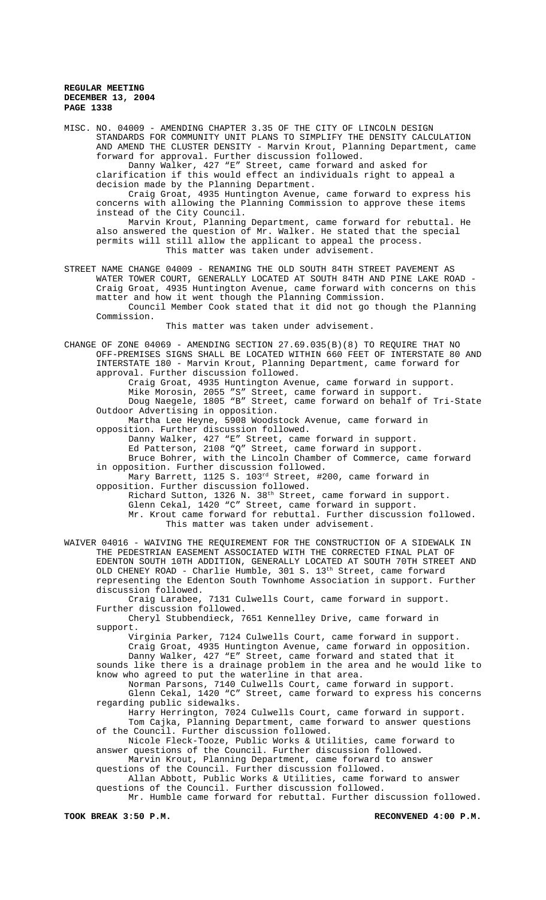MISC. NO. 04009 - AMENDING CHAPTER 3.35 OF THE CITY OF LINCOLN DESIGN STANDARDS FOR COMMUNITY UNIT PLANS TO SIMPLIFY THE DENSITY CALCULATION AND AMEND THE CLUSTER DENSITY - Marvin Krout, Planning Department, came forward for approval. Further discussion followed.

Danny Walker, 427 "E" Street, came forward and asked for clarification if this would effect an individuals right to appeal a decision made by the Planning Department.

Craig Groat, 4935 Huntington Avenue, came forward to express his concerns with allowing the Planning Commission to approve these items instead of the City Council.

Marvin Krout, Planning Department, came forward for rebuttal. He also answered the question of Mr. Walker. He stated that the special permits will still allow the applicant to appeal the process.

This matter was taken under advisement.

STREET NAME CHANGE 04009 - RENAMING THE OLD SOUTH 84TH STREET PAVEMENT AS WATER TOWER COURT, GENERALLY LOCATED AT SOUTH 84TH AND PINE LAKE ROAD - Craig Groat, 4935 Huntington Avenue, came forward with concerns on this matter and how it went though the Planning Commission.

Council Member Cook stated that it did not go though the Planning Commission.

This matter was taken under advisement.

CHANGE OF ZONE 04069 - AMENDING SECTION 27.69.035(B)(8) TO REQUIRE THAT NO OFF-PREMISES SIGNS SHALL BE LOCATED WITHIN 660 FEET OF INTERSTATE 80 AND INTERSTATE 180 - Marvin Krout, Planning Department, came forward for approval. Further discussion followed.

Craig Groat, 4935 Huntington Avenue, came forward in support.

Mike Morosin, 2055 "S" Street, came forward in support.

Doug Naegele, 1805 "B" Street, came forward on behalf of Tri-State Outdoor Advertising in opposition.

Martha Lee Heyne, 5908 Woodstock Avenue, came forward in opposition. Further discussion followed.

Danny Walker, 427 "E" Street, came forward in support.

Ed Patterson, 2108 "Q" Street, came forward in support.

Bruce Bohrer, with the Lincoln Chamber of Commerce, came forward in opposition. Further discussion followed.

Mary Barrett, 1125 S. 103rd Street, #200, came forward in opposition. Further discussion followed.

Richard Sutton, 1326 N. 38th Street, came forward in support.

Glenn Cekal, 1420 "C" Street, came forward in support.

Mr. Krout came forward for rebuttal. Further discussion followed.

This matter was taken under advisement.

WAIVER 04016 - WAIVING THE REQUIREMENT FOR THE CONSTRUCTION OF A SIDEWALK IN THE PEDESTRIAN EASEMENT ASSOCIATED WITH THE CORRECTED FINAL PLAT OF EDENTON SOUTH 10TH ADDITION, GENERALLY LOCATED AT SOUTH 70TH STREET AND OLD CHENEY ROAD - Charlie Humble, 301 S. 13th Street, came forward representing the Edenton South Townhome Association in support. Further discussion followed.

Craig Larabee, 7131 Culwells Court, came forward in support. Further discussion followed.

Cheryl Stubbendieck, 7651 Kennelley Drive, came forward in support.

Virginia Parker, 7124 Culwells Court, came forward in support.

Craig Groat, 4935 Huntington Avenue, came forward in opposition.

Danny Walker, 427 "E" Street, came forward and stated that it sounds like there is a drainage problem in the area and he would like to know who agreed to put the waterline in that area.

Norman Parsons, 7140 Culwells Court, came forward in support.

Glenn Cekal, 1420 "C" Street, came forward to express his concerns regarding public sidewalks.

Harry Herrington, 7024 Culwells Court, came forward in support.

Tom Cajka, Planning Department, came forward to answer questions of the Council. Further discussion followed.

Nicole Fleck-Tooze, Public Works & Utilities, came forward to answer questions of the Council. Further discussion followed.

Marvin Krout, Planning Department, came forward to answer questions of the Council. Further discussion followed.

Allan Abbott, Public Works & Utilities, came forward to answer questions of the Council. Further discussion followed.

Mr. Humble came forward for rebuttal. Further discussion followed.

**TOOK BREAK 3:50 P.M.** **RECONVENED 4:00 P.M.**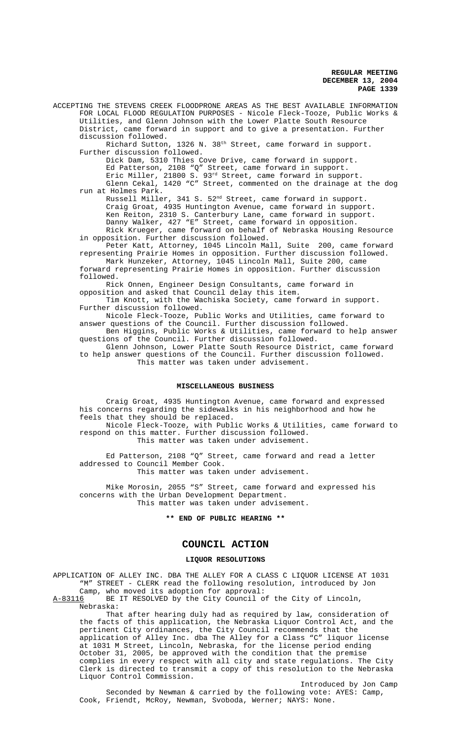ACCEPTING THE STEVENS CREEK FLOODPRONE AREAS AS THE BEST AVAILABLE INFORMATION FOR LOCAL FLOOD REGULATION PURPOSES - Nicole Fleck-Tooze, Public Works & Utilities, and Glenn Johnson with the Lower Platte South Resource District, came forward in support and to give a presentation. Further discussion followed.

Richard Sutton, 1326 N. 38th Street, came forward in support. Further discussion followed.

Dick Dam, 5310 Thies Cove Drive, came forward in support.

Ed Patterson, 2108 "Q" Street, came forward in support.

Eric Miller, 21800 S. 93rd Street, came forward in support.

Glenn Cekal, 1420 "C" Street, commented on the drainage at the dog run at Holmes Park.

Russell Miller, 341 S. 52nd Street, came forward in support.

Craig Groat, 4935 Huntington Avenue, came forward in support.

Ken Reiton, 2310 S. Canterbury Lane, came forward in support.

Danny Walker, 427 "E" Street, came forward in opposition.

Rick Krueger, came forward on behalf of Nebraska Housing Resource in opposition. Further discussion followed.

Peter Katt, Attorney, 1045 Lincoln Mall, Suite 200, came forward representing Prairie Homes in opposition. Further discussion followed.

Mark Hunzeker, Attorney, 1045 Lincoln Mall, Suite 200, came forward representing Prairie Homes in opposition. Further discussion followed.

Rick Onnen, Engineer Design Consultants, came forward in opposition and asked that Council delay this item.

Tim Knott, with the Wachiska Society, came forward in support. Further discussion followed.

Nicole Fleck-Tooze, Public Works and Utilities, came forward to answer questions of the Council. Further discussion followed.

Ben Higgins, Public Works & Utilities, came forward to help answer questions of the Council. Further discussion followed.

Glenn Johnson, Lower Platte South Resource District, came forward to help answer questions of the Council. Further discussion followed.

This matter was taken under advisement.

## MISCELLANEOUS BUSINESS

Craig Groat, 4935 Huntington Avenue, came forward and expressed his concerns regarding the sidewalks in his neighborhood and how he feels that they should be replaced.

Nicole Fleck-Tooze, with Public Works & Utilities, came forward to respond on this matter. Further discussion followed.

This matter was taken under advisement.

Ed Patterson, 2108 "Q" Street, came forward and read a letter addressed to Council Member Cook.

This matter was taken under advisement.

Mike Morosin, 2055 "S" Street, came forward and expressed his concerns with the Urban Development Department.

This matter was taken under advisement.

**\*\* END OF PUBLIC HEARING \*\***

# COUNCIL ACTION

## LIQUOR RESOLUTIONS

APPLICATION OF ALLEY INC. DBA THE ALLEY FOR A CLASS C LIQUOR LICENSE AT 1031 "M" STREET - CLERK read the following resolution, introduced by Jon Camp, who moved its adoption for approval:

A-83116 BE IT RESOLVED by the City Council of the City of Lincoln, Nebraska:

That after hearing duly had as required by law, consideration of the facts of this application, the Nebraska Liquor Control Act, and the pertinent City ordinances, the City Council recommends that the application of Alley Inc. dba The Alley for a Class "C" liquor license at 1031 M Street, Lincoln, Nebraska, for the license period ending October 31, 2005, be approved with the condition that the premise complies in every respect with all city and state regulations. The City Clerk is directed to transmit a copy of this resolution to the Nebraska Liquor Control Commission.

Introduced by Jon Camp

Seconded by Newman & carried by the following vote: AYES: Camp, Cook, Friendt, McRoy, Newman, Svoboda, Werner; NAYS: None.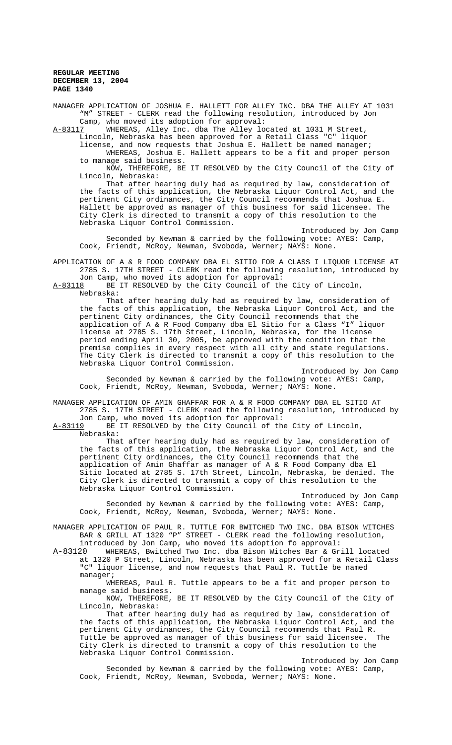MANAGER APPLICATION OF JOSHUA E. HALLETT FOR ALLEY INC. DBA THE ALLEY AT 1031 "M" STREET - CLERK read the following resolution, introduced by Jon Camp, who moved its adoption for approval:

A-83117 WHEREAS, Alley Inc. dba The Alley located at 1031 M Street, Lincoln, Nebraska has been approved for a Retail Class "C" liquor license, and now requests that Joshua E. Hallett be named manager;

WHEREAS, Joshua E. Hallett appears to be a fit and proper person to manage said business.

NOW, THEREFORE, BE IT RESOLVED by the City Council of the City of Lincoln, Nebraska:

That after hearing duly had as required by law, consideration of the facts of this application, the Nebraska Liquor Control Act, and the pertinent City ordinances, the City Council recommends that Joshua E. Hallett be approved as manager of this business for said licensee. The City Clerk is directed to transmit a copy of this resolution to the Nebraska Liquor Control Commission.

Introduced by Jon Camp

Seconded by Newman & carried by the following vote: AYES: Camp, Cook, Friendt, McRoy, Newman, Svoboda, Werner; NAYS: None.

APPLICATION OF A & R FOOD COMPANY DBA EL SITIO FOR A CLASS I LIQUOR LICENSE AT 2785 S. 17TH STREET - CLERK read the following resolution, introduced by Jon Camp, who moved its adoption for approval:

A-83118 BE IT RESOLVED by the City Council of the City of Lincoln, Nebraska:

That after hearing duly had as required by law, consideration of the facts of this application, the Nebraska Liquor Control Act, and the pertinent City ordinances, the City Council recommends that the application of A & R Food Company dba El Sitio for a Class "I" liquor license at 2785 S. 17th Street, Lincoln, Nebraska, for the license period ending April 30, 2005, be approved with the condition that the premise complies in every respect with all city and state regulations. The City Clerk is directed to transmit a copy of this resolution to the Nebraska Liquor Control Commission.

Introduced by Jon Camp

Seconded by Newman & carried by the following vote: AYES: Camp, Cook, Friendt, McRoy, Newman, Svoboda, Werner; NAYS: None.

MANAGER APPLICATION OF AMIN GHAFFAR FOR A & R FOOD COMPANY DBA EL SITIO AT 2785 S. 17TH STREET - CLERK read the following resolution, introduced by Jon Camp, who moved its adoption for approval:

A-83119 BE IT RESOLVED by the City Council of the City of Lincoln, Nebraska:

That after hearing duly had as required by law, consideration of the facts of this application, the Nebraska Liquor Control Act, and the pertinent City ordinances, the City Council recommends that the application of Amin Ghaffar as manager of A & R Food Company dba El Sitio located at 2785 S. 17th Street, Lincoln, Nebraska, be denied. The City Clerk is directed to transmit a copy of this resolution to the Nebraska Liquor Control Commission.

Introduced by Jon Camp

Seconded by Newman & carried by the following vote: AYES: Camp, Cook, Friendt, McRoy, Newman, Svoboda, Werner; NAYS: None.

MANAGER APPLICATION OF PAUL R. TUTTLE FOR BWITCHED TWO INC. DBA BISON WITCHES BAR & GRILL AT 1320 "P" STREET - CLERK read the following resolution, introduced by Jon Camp, who moved its adoption fo approval:

A-83120 WHEREAS, Bwitched Two Inc. dba Bison Witches Bar & Grill located at 1320 P Street, Lincoln, Nebraska has been approved for a Retail Class "C" liquor license, and now requests that Paul R. Tuttle be named manager;

WHEREAS, Paul R. Tuttle appears to be a fit and proper person to manage said business.

NOW, THEREFORE, BE IT RESOLVED by the City Council of the City of Lincoln, Nebraska:

That after hearing duly had as required by law, consideration of the facts of this application, the Nebraska Liquor Control Act, and the pertinent City ordinances, the City Council recommends that Paul R. Tuttle be approved as manager of this business for said licensee. The City Clerk is directed to transmit a copy of this resolution to the Nebraska Liquor Control Commission.

Introduced by Jon Camp

Seconded by Newman & carried by the following vote: AYES: Camp, Cook, Friendt, McRoy, Newman, Svoboda, Werner; NAYS: None.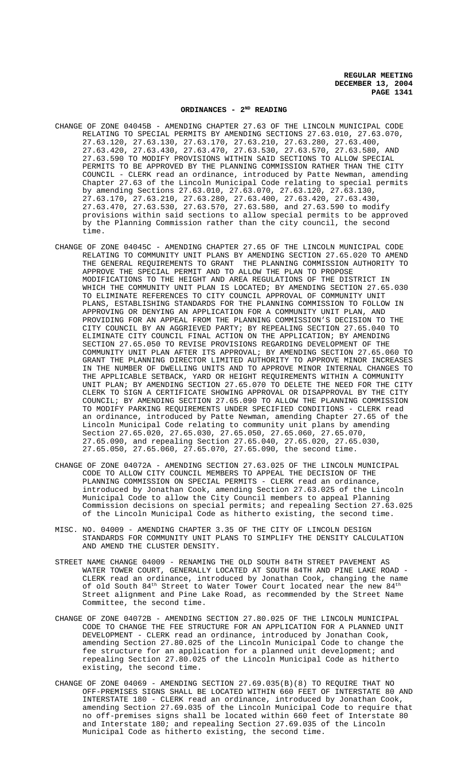## ORDINANCES - 2ND READING

CHANGE OF ZONE 04045B - AMENDING CHAPTER 27.63 OF THE LINCOLN MUNICIPAL CODE RELATING TO SPECIAL PERMITS BY AMENDING SECTIONS 27.63.010, 27.63.070, 27.63.120, 27.63.130, 27.63.170, 27.63.210, 27.63.280, 27.63.400, 27.63.420, 27.63.430, 27.63.470, 27.63.530, 27.63.570, 27.63.580, AND 27.63.590 TO MODIFY PROVISIONS WITHIN SAID SECTIONS TO ALLOW SPECIAL PERMITS TO BE APPROVED BY THE PLANNING COMMISSION RATHER THAN THE CITY COUNCIL - CLERK read an ordinance, introduced by Patte Newman, amending Chapter 27.63 of the Lincoln Municipal Code relating to special permits by amending Sections 27.63.010, 27.63.070, 27.63.120, 27.63.130, 27.63.170, 27.63.210, 27.63.280, 27.63.400, 27.63.420, 27.63.430, 27.63.470, 27.63.530, 27.63.570, 27.63.580, and 27.63.590 to modify provisions within said sections to allow special permits to be approved by the Planning Commission rather than the city council, the second time.

CHANGE OF ZONE 04045C - AMENDING CHAPTER 27.65 OF THE LINCOLN MUNICIPAL CODE RELATING TO COMMUNITY UNIT PLANS BY AMENDING SECTION 27.65.020 TO AMEND THE GENERAL REQUIREMENTS TO GRANT THE PLANNING COMMISSION AUTHORITY TO APPROVE THE SPECIAL PERMIT AND TO ALLOW THE PLAN TO PROPOSE MODIFICATIONS TO THE HEIGHT AND AREA REGULATIONS OF THE DISTRICT IN WHICH THE COMMUNITY UNIT PLAN IS LOCATED; BY AMENDING SECTION 27.65.030 TO ELIMINATE REFERENCES TO CITY COUNCIL APPROVAL OF COMMUNITY UNIT PLANS, ESTABLISHING STANDARDS FOR THE PLANNING COMMISSION TO FOLLOW IN APPROVING OR DENYING AN APPLICATION FOR A COMMUNITY UNIT PLAN, AND PROVIDING FOR AN APPEAL FROM THE PLANNING COMMISSION'S DECISION TO THE CITY COUNCIL BY AN AGGRIEVED PARTY; BY REPEALING SECTION 27.65.040 TO ELIMINATE CITY COUNCIL FINAL ACTION ON THE APPLICATION; BY AMENDING SECTION 27.65.050 TO REVISE PROVISIONS REGARDING DEVELOPMENT OF THE COMMUNITY UNIT PLAN AFTER ITS APPROVAL; BY AMENDING SECTION 27.65.060 TO GRANT THE PLANNING DIRECTOR LIMITED AUTHORITY TO APPROVE MINOR INCREASES IN THE NUMBER OF DWELLING UNITS AND TO APPROVE MINOR INTERNAL CHANGES TO THE APPLICABLE SETBACK, YARD OR HEIGHT REQUIREMENTS WITHIN A COMMUNITY UNIT PLAN; BY AMENDING SECTION 27.65.070 TO DELETE THE NEED FOR THE CITY CLERK TO SIGN A CERTIFICATE SHOWING APPROVAL OR DISAPPROVAL BY THE CITY COUNCIL; BY AMENDING SECTION 27.65.090 TO ALLOW THE PLANNING COMMISSION TO MODIFY PARKING REQUIREMENTS UNDER SPECIFIED CONDITIONS - CLERK read an ordinance, introduced by Patte Newman, amending Chapter 27.65 of the Lincoln Municipal Code relating to community unit plans by amending Section 27.65.020, 27.65.030, 27.65.050, 27.65.060, 27.65.070, 27.65.090, and repealing Section 27.65.040, 27.65.020, 27.65.030, 27.65.050, 27.65.060, 27.65.070, 27.65.090, the second time.

CHANGE OF ZONE 04072A - AMENDING SECTION 27.63.025 OF THE LINCOLN MUNICIPAL CODE TO ALLOW CITY COUNCIL MEMBERS TO APPEAL THE DECISION OF THE PLANNING COMMISSION ON SPECIAL PERMITS - CLERK read an ordinance, introduced by Jonathan Cook, amending Section 27.63.025 of the Lincoln Municipal Code to allow the City Council members to appeal Planning Commission decisions on special permits; and repealing Section 27.63.025 of the Lincoln Municipal Code as hitherto existing, the second time.

MISC. NO. 04009 - AMENDING CHAPTER 3.35 OF THE CITY OF LINCOLN DESIGN STANDARDS FOR COMMUNITY UNIT PLANS TO SIMPLIFY THE DENSITY CALCULATION AND AMEND THE CLUSTER DENSITY.

STREET NAME CHANGE 04009 - RENAMING THE OLD SOUTH 84TH STREET PAVEMENT AS WATER TOWER COURT, GENERALLY LOCATED AT SOUTH 84TH AND PINE LAKE ROAD - CLERK read an ordinance, introduced by Jonathan Cook, changing the name of old South 84th Street to Water Tower Court located near the new 84th Street alignment and Pine Lake Road, as recommended by the Street Name Committee, the second time.

CHANGE OF ZONE 04072B - AMENDING SECTION 27.80.025 OF THE LINCOLN MUNICIPAL CODE TO CHANGE THE FEE STRUCTURE FOR AN APPLICATION FOR A PLANNED UNIT DEVELOPMENT - CLERK read an ordinance, introduced by Jonathan Cook, amending Section 27.80.025 of the Lincoln Municipal Code to change the fee structure for an application for a planned unit development; and repealing Section 27.80.025 of the Lincoln Municipal Code as hitherto existing, the second time.

CHANGE OF ZONE 04069 - AMENDING SECTION 27.69.035(B)(8) TO REQUIRE THAT NO OFF-PREMISES SIGNS SHALL BE LOCATED WITHIN 660 FEET OF INTERSTATE 80 AND INTERSTATE 180 - CLERK read an ordinance, introduced by Jonathan Cook, amending Section 27.69.035 of the Lincoln Municipal Code to require that no off-premises signs shall be located within 660 feet of Interstate 80 and Interstate 180; and repealing Section 27.69.035 of the Lincoln Municipal Code as hitherto existing, the second time.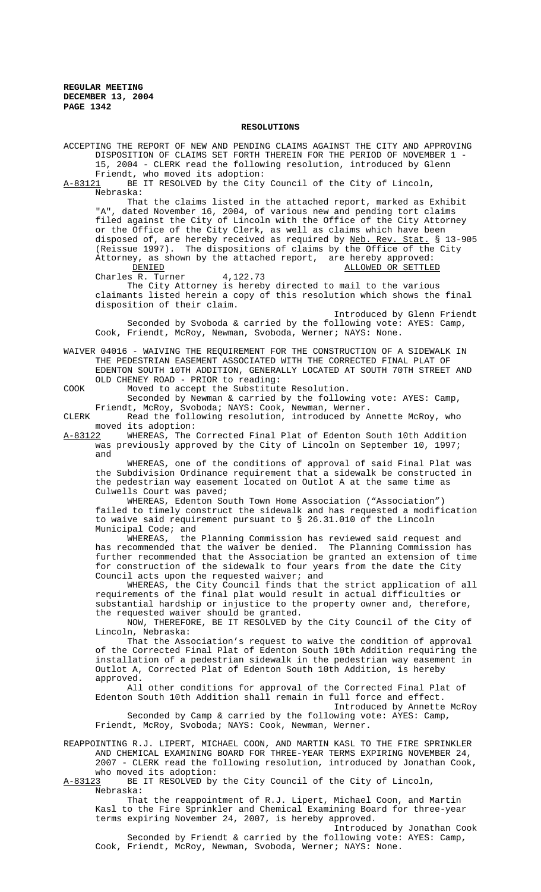## RESOLUTIONS

ACCEPTING THE REPORT OF NEW AND PENDING CLAIMS AGAINST THE CITY AND APPROVING DISPOSITION OF CLAIMS SET FORTH THEREIN FOR THE PERIOD OF NOVEMBER 1 - 15, 2004 - CLERK read the following resolution, introduced by Glenn Friendt, who moved its adoption:

A-83121 BE IT RESOLVED by the City Council of the City of Lincoln, Nebraska:

That the claims listed in the attached report, marked as Exhibit "A", dated November 16, 2004, of various new and pending tort claims filed against the City of Lincoln with the Office of the City Attorney or the Office of the City Clerk, as well as claims which have been disposed of, are hereby received as required by Neb. Rev. Stat. § 13-905 (Reissue 1997). The dispositions of claims by the Office of the City Attorney, as shown by the attached report, are hereby approved:

| DENIED | ALLOWED OR SETTLED |
|---|---|
| | Charles R. Turner 4,122.73 |

The City Attorney is hereby directed to mail to the various claimants listed herein a copy of this resolution which shows the final disposition of their claim.

Introduced by Glenn Friendt

Seconded by Svoboda & carried by the following vote: AYES: Camp, Cook, Friendt, McRoy, Newman, Svoboda, Werner; NAYS: None.

WAIVER 04016 - WAIVING THE REQUIREMENT FOR THE CONSTRUCTION OF A SIDEWALK IN THE PEDESTRIAN EASEMENT ASSOCIATED WITH THE CORRECTED FINAL PLAT OF EDENTON SOUTH 10TH ADDITION, GENERALLY LOCATED AT SOUTH 70TH STREET AND OLD CHENEY ROAD - PRIOR to reading:

COOK Moved to accept the Substitute Resolution.

Seconded by Newman & carried by the following vote: AYES: Camp, Friendt, McRoy, Svoboda; NAYS: Cook, Newman, Werner.

CLERK Read the following resolution, introduced by Annette McRoy, who moved its adoption:

A-83122 WHEREAS, The Corrected Final Plat of Edenton South 10th Addition was previously approved by the City of Lincoln on September 10, 1997; and

WHEREAS, one of the conditions of approval of said Final Plat was the Subdivision Ordinance requirement that a sidewalk be constructed in the pedestrian way easement located on Outlot A at the same time as Culwells Court was paved;

WHEREAS, Edenton South Town Home Association ("Association") failed to timely construct the sidewalk and has requested a modification to waive said requirement pursuant to § 26.31.010 of the Lincoln Municipal Code; and

WHEREAS, the Planning Commission has reviewed said request and has recommended that the waiver be denied. The Planning Commission has further recommended that the Association be granted an extension of time for construction of the sidewalk to four years from the date the City Council acts upon the requested waiver; and

WHEREAS, the City Council finds that the strict application of all requirements of the final plat would result in actual difficulties or substantial hardship or injustice to the property owner and, therefore, the requested waiver should be granted.

NOW, THEREFORE, BE IT RESOLVED by the City Council of the City of Lincoln, Nebraska:

That the Association's request to waive the condition of approval of the Corrected Final Plat of Edenton South 10th Addition requiring the installation of a pedestrian sidewalk in the pedestrian way easement in Outlot A, Corrected Plat of Edenton South 10th Addition, is hereby approved.

All other conditions for approval of the Corrected Final Plat of Edenton South 10th Addition shall remain in full force and effect.

Introduced by Annette McRoy

Seconded by Camp & carried by the following vote: AYES: Camp, Friendt, McRoy, Svoboda; NAYS: Cook, Newman, Werner.

REAPPOINTING R.J. LIPERT, MICHAEL COON, AND MARTIN KASL TO THE FIRE SPRINKLER AND CHEMICAL EXAMINING BOARD FOR THREE-YEAR TERMS EXPIRING NOVEMBER 24, 2007 - CLERK read the following resolution, introduced by Jonathan Cook, who moved its adoption:

A-83123 BE IT RESOLVED by the City Council of the City of Lincoln, Nebraska:

That the reappointment of R.J. Lipert, Michael Coon, and Martin Kasl to the Fire Sprinkler and Chemical Examining Board for three-year terms expiring November 24, 2007, is hereby approved.

Introduced by Jonathan Cook

Seconded by Friendt & carried by the following vote: AYES: Camp, Cook, Friendt, McRoy, Newman, Svoboda, Werner; NAYS: None.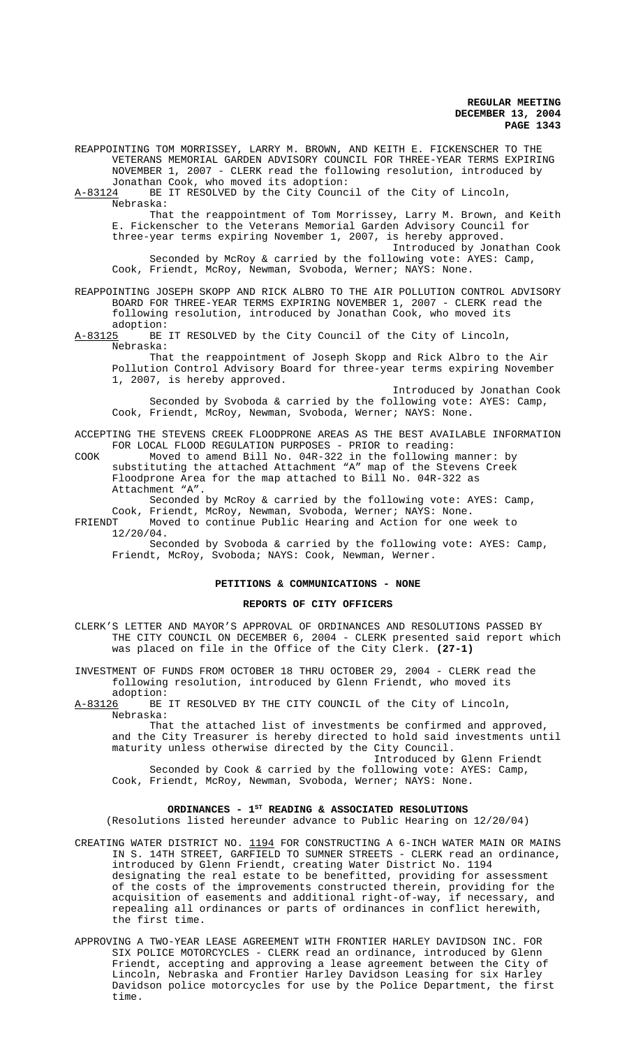REAPPOINTING TOM MORRISSEY, LARRY M. BROWN, AND KEITH E. FICKENSCHER TO THE VETERANS MEMORIAL GARDEN ADVISORY COUNCIL FOR THREE-YEAR TERMS EXPIRING NOVEMBER 1, 2007 - CLERK read the following resolution, introduced by Jonathan Cook, who moved its adoption:

A-83124 BE IT RESOLVED by the City Council of the City of Lincoln, Nebraska:

That the reappointment of Tom Morrissey, Larry M. Brown, and Keith E. Fickenscher to the Veterans Memorial Garden Advisory Council for three-year terms expiring November 1, 2007, is hereby approved.

Introduced by Jonathan Cook

Seconded by McRoy & carried by the following vote: AYES: Camp, Cook, Friendt, McRoy, Newman, Svoboda, Werner; NAYS: None.

REAPPOINTING JOSEPH SKOPP AND RICK ALBRO TO THE AIR POLLUTION CONTROL ADVISORY BOARD FOR THREE-YEAR TERMS EXPIRING NOVEMBER 1, 2007 - CLERK read the following resolution, introduced by Jonathan Cook, who moved its adoption:

A-83125 BE IT RESOLVED by the City Council of the City of Lincoln, Nebraska:

That the reappointment of Joseph Skopp and Rick Albro to the Air Pollution Control Advisory Board for three-year terms expiring November 1, 2007, is hereby approved.

Introduced by Jonathan Cook

Seconded by Svoboda & carried by the following vote: AYES: Camp, Cook, Friendt, McRoy, Newman, Svoboda, Werner; NAYS: None.

ACCEPTING THE STEVENS CREEK FLOODPRONE AREAS AS THE BEST AVAILABLE INFORMATION FOR LOCAL FLOOD REGULATION PURPOSES - PRIOR to reading:

COOK Moved to amend Bill No. 04R-322 in the following manner: by substituting the attached Attachment "A" map of the Stevens Creek Floodprone Area for the map attached to Bill No. 04R-322 as Attachment "A".

Seconded by McRoy & carried by the following vote: AYES: Camp, Cook, Friendt, McRoy, Newman, Svoboda, Werner; NAYS: None.

FRIENDT Moved to continue Public Hearing and Action for one week to 12/20/04.

Seconded by Svoboda & carried by the following vote: AYES: Camp, Friendt, McRoy, Svoboda; NAYS: Cook, Newman, Werner.

## PETITIONS & COMMUNICATIONS - NONE

## REPORTS OF CITY OFFICERS

CLERK'S LETTER AND MAYOR'S APPROVAL OF ORDINANCES AND RESOLUTIONS PASSED BY THE CITY COUNCIL ON DECEMBER 6, 2004 - CLERK presented said report which was placed on file in the Office of the City Clerk. **(27-1)**

INVESTMENT OF FUNDS FROM OCTOBER 18 THRU OCTOBER 29, 2004 - CLERK read the following resolution, introduced by Glenn Friendt, who moved its adoption:

A-83126 BE IT RESOLVED BY THE CITY COUNCIL of the City of Lincoln, Nebraska:

That the attached list of investments be confirmed and approved, and the City Treasurer is hereby directed to hold said investments until maturity unless otherwise directed by the City Council.

Introduced by Glenn Friendt

Seconded by Cook & carried by the following vote: AYES: Camp, Cook, Friendt, McRoy, Newman, Svoboda, Werner; NAYS: None.

## ORDINANCES - 1ST READING & ASSOCIATED RESOLUTIONS

(Resolutions listed hereunder advance to Public Hearing on 12/20/04)

CREATING WATER DISTRICT NO. 1194 FOR CONSTRUCTING A 6-INCH WATER MAIN OR MAINS IN S. 14TH STREET, GARFIELD TO SUMNER STREETS - CLERK read an ordinance, introduced by Glenn Friendt, creating Water District No. 1194 designating the real estate to be benefitted, providing for assessment of the costs of the improvements constructed therein, providing for the acquisition of easements and additional right-of-way, if necessary, and repealing all ordinances or parts of ordinances in conflict herewith, the first time.

APPROVING A TWO-YEAR LEASE AGREEMENT WITH FRONTIER HARLEY DAVIDSON INC. FOR SIX POLICE MOTORCYCLES - CLERK read an ordinance, introduced by Glenn Friendt, accepting and approving a lease agreement between the City of Lincoln, Nebraska and Frontier Harley Davidson Leasing for six Harley Davidson police motorcycles for use by the Police Department, the first time.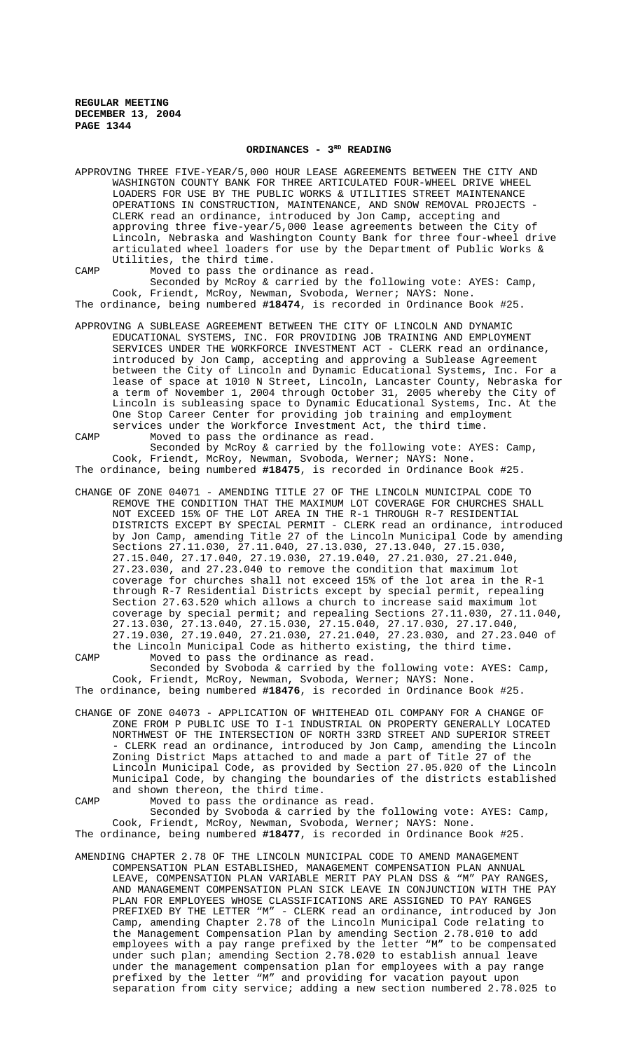## ORDINANCES - 3RD READING

APPROVING THREE FIVE-YEAR/5,000 HOUR LEASE AGREEMENTS BETWEEN THE CITY AND WASHINGTON COUNTY BANK FOR THREE ARTICULATED FOUR-WHEEL DRIVE WHEEL LOADERS FOR USE BY THE PUBLIC WORKS & UTILITIES STREET MAINTENANCE OPERATIONS IN CONSTRUCTION, MAINTENANCE, AND SNOW REMOVAL PROJECTS - CLERK read an ordinance, introduced by Jon Camp, accepting and approving three five-year/5,000 lease agreements between the City of Lincoln, Nebraska and Washington County Bank for three four-wheel drive articulated wheel loaders for use by the Department of Public Works & Utilities, the third time.

CAMP Moved to pass the ordinance as read.

Seconded by McRoy & carried by the following vote: AYES: Camp, Cook, Friendt, McRoy, Newman, Svoboda, Werner; NAYS: None.

The ordinance, being numbered **#18474**, is recorded in Ordinance Book #25.

APPROVING A SUBLEASE AGREEMENT BETWEEN THE CITY OF LINCOLN AND DYNAMIC EDUCATIONAL SYSTEMS, INC. FOR PROVIDING JOB TRAINING AND EMPLOYMENT SERVICES UNDER THE WORKFORCE INVESTMENT ACT - CLERK read an ordinance, introduced by Jon Camp, accepting and approving a Sublease Agreement between the City of Lincoln and Dynamic Educational Systems, Inc. For a lease of space at 1010 N Street, Lincoln, Lancaster County, Nebraska for a term of November 1, 2004 through October 31, 2005 whereby the City of Lincoln is subleasing space to Dynamic Educational Systems, Inc. At the One Stop Career Center for providing job training and employment services under the Workforce Investment Act, the third time.

CAMP Moved to pass the ordinance as read.

Seconded by McRoy & carried by the following vote: AYES: Camp, Cook, Friendt, McRoy, Newman, Svoboda, Werner; NAYS: None.

The ordinance, being numbered **#18475**, is recorded in Ordinance Book #25.

CHANGE OF ZONE 04071 - AMENDING TITLE 27 OF THE LINCOLN MUNICIPAL CODE TO REMOVE THE CONDITION THAT THE MAXIMUM LOT COVERAGE FOR CHURCHES SHALL NOT EXCEED 15% OF THE LOT AREA IN THE R-1 THROUGH R-7 RESIDENTIAL DISTRICTS EXCEPT BY SPECIAL PERMIT - CLERK read an ordinance, introduced by Jon Camp, amending Title 27 of the Lincoln Municipal Code by amending Sections 27.11.030, 27.11.040, 27.13.030, 27.13.040, 27.15.030, 27.15.040, 27.17.040, 27.19.030, 27.19.040, 27.21.030, 27.21.040, 27.23.030, and 27.23.040 to remove the condition that maximum lot coverage for churches shall not exceed 15% of the lot area in the R-1 through R-7 Residential Districts except by special permit, repealing Section 27.63.520 which allows a church to increase said maximum lot coverage by special permit; and repealing Sections 27.11.030, 27.11.040, 27.13.030, 27.13.040, 27.15.030, 27.15.040, 27.17.030, 27.17.040, 27.19.030, 27.19.040, 27.21.030, 27.21.040, 27.23.030, and 27.23.040 of the Lincoln Municipal Code as hitherto existing, the third time.

CAMP Moved to pass the ordinance as read.

Seconded by Svoboda & carried by the following vote: AYES: Camp, Cook, Friendt, McRoy, Newman, Svoboda, Werner; NAYS: None.

The ordinance, being numbered **#18476**, is recorded in Ordinance Book #25.

CHANGE OF ZONE 04073 - APPLICATION OF WHITEHEAD OIL COMPANY FOR A CHANGE OF ZONE FROM P PUBLIC USE TO I-1 INDUSTRIAL ON PROPERTY GENERALLY LOCATED NORTHWEST OF THE INTERSECTION OF NORTH 33RD STREET AND SUPERIOR STREET - CLERK read an ordinance, introduced by Jon Camp, amending the Lincoln Zoning District Maps attached to and made a part of Title 27 of the Lincoln Municipal Code, as provided by Section 27.05.020 of the Lincoln Municipal Code, by changing the boundaries of the districts established and shown thereon, the third time.

CAMP Moved to pass the ordinance as read.

Seconded by Svoboda & carried by the following vote: AYES: Camp, Cook, Friendt, McRoy, Newman, Svoboda, Werner; NAYS: None.

The ordinance, being numbered **#18477**, is recorded in Ordinance Book #25.

AMENDING CHAPTER 2.78 OF THE LINCOLN MUNICIPAL CODE TO AMEND MANAGEMENT COMPENSATION PLAN ESTABLISHED, MANAGEMENT COMPENSATION PLAN ANNUAL LEAVE, COMPENSATION PLAN VARIABLE MERIT PAY PLAN DSS & "M" PAY RANGES, AND MANAGEMENT COMPENSATION PLAN SICK LEAVE IN CONJUNCTION WITH THE PAY PLAN FOR EMPLOYEES WHOSE CLASSIFICATIONS ARE ASSIGNED TO PAY RANGES PREFIXED BY THE LETTER "M" - CLERK read an ordinance, introduced by Jon Camp, amending Chapter 2.78 of the Lincoln Municipal Code relating to the Management Compensation Plan by amending Section 2.78.010 to add employees with a pay range prefixed by the letter "M" to be compensated under such plan; amending Section 2.78.020 to establish annual leave under the management compensation plan for employees with a pay range prefixed by the letter "M" and providing for vacation payout upon separation from city service; adding a new section numbered 2.78.025 to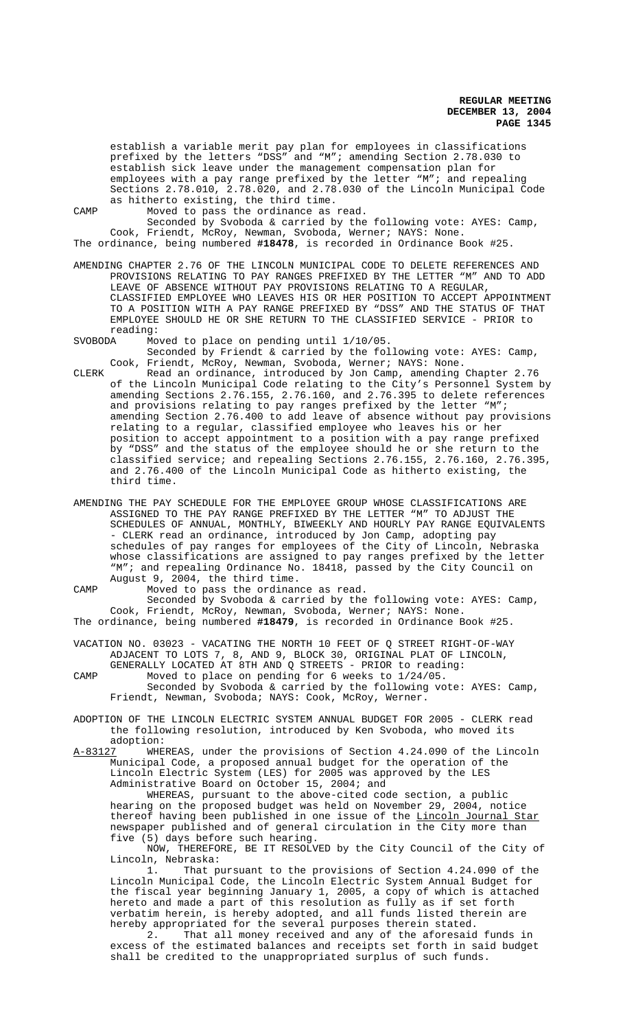establish a variable merit pay plan for employees in classifications prefixed by the letters "DSS" and "M"; amending Section 2.78.030 to establish sick leave under the management compensation plan for employees with a pay range prefixed by the letter "M"; and repealing Sections 2.78.010, 2.78.020, and 2.78.030 of the Lincoln Municipal Code as hitherto existing, the third time.

CAMP Moved to pass the ordinance as read.

Seconded by Svoboda & carried by the following vote: AYES: Camp, Cook, Friendt, McRoy, Newman, Svoboda, Werner; NAYS: None.

The ordinance, being numbered **#18478**, is recorded in Ordinance Book #25.

AMENDING CHAPTER 2.76 OF THE LINCOLN MUNICIPAL CODE TO DELETE REFERENCES AND PROVISIONS RELATING TO PAY RANGES PREFIXED BY THE LETTER "M" AND TO ADD LEAVE OF ABSENCE WITHOUT PAY PROVISIONS RELATING TO A REGULAR, CLASSIFIED EMPLOYEE WHO LEAVES HIS OR HER POSITION TO ACCEPT APPOINTMENT TO A POSITION WITH A PAY RANGE PREFIXED BY "DSS" AND THE STATUS OF THAT EMPLOYEE SHOULD HE OR SHE RETURN TO THE CLASSIFIED SERVICE - PRIOR to reading:

SVOBODA Moved to place on pending until 1/10/05.

Seconded by Friendt & carried by the following vote: AYES: Camp, Cook, Friendt, McRoy, Newman, Svoboda, Werner; NAYS: None.

CLERK Read an ordinance, introduced by Jon Camp, amending Chapter 2.76 of the Lincoln Municipal Code relating to the City's Personnel System by amending Sections 2.76.155, 2.76.160, and 2.76.395 to delete references and provisions relating to pay ranges prefixed by the letter "M"; amending Section 2.76.400 to add leave of absence without pay provisions relating to a regular, classified employee who leaves his or her position to accept appointment to a position with a pay range prefixed by "DSS" and the status of the employee should he or she return to the classified service; and repealing Sections 2.76.155, 2.76.160, 2.76.395, and 2.76.400 of the Lincoln Municipal Code as hitherto existing, the third time.

AMENDING THE PAY SCHEDULE FOR THE EMPLOYEE GROUP WHOSE CLASSIFICATIONS ARE ASSIGNED TO THE PAY RANGE PREFIXED BY THE LETTER "M" TO ADJUST THE SCHEDULES OF ANNUAL, MONTHLY, BIWEEKLY AND HOURLY PAY RANGE EQUIVALENTS - CLERK read an ordinance, introduced by Jon Camp, adopting pay schedules of pay ranges for employees of the City of Lincoln, Nebraska whose classifications are assigned to pay ranges prefixed by the letter "M"; and repealing Ordinance No. 18418, passed by the City Council on August 9, 2004, the third time.

CAMP Moved to pass the ordinance as read.

Seconded by Svoboda & carried by the following vote: AYES: Camp, Cook, Friendt, McRoy, Newman, Svoboda, Werner; NAYS: None.

The ordinance, being numbered **#18479**, is recorded in Ordinance Book #25.

VACATION NO. 03023 - VACATING THE NORTH 10 FEET OF Q STREET RIGHT-OF-WAY ADJACENT TO LOTS 7, 8, AND 9, BLOCK 30, ORIGINAL PLAT OF LINCOLN, GENERALLY LOCATED AT 8TH AND Q STREETS - PRIOR to reading:

CAMP Moved to place on pending for 6 weeks to 1/24/05.

Seconded by Svoboda & carried by the following vote: AYES: Camp, Friendt, Newman, Svoboda; NAYS: Cook, McRoy, Werner.

ADOPTION OF THE LINCOLN ELECTRIC SYSTEM ANNUAL BUDGET FOR 2005 - CLERK read the following resolution, introduced by Ken Svoboda, who moved its adoption:

A-83127 WHEREAS, under the provisions of Section 4.24.090 of the Lincoln Municipal Code, a proposed annual budget for the operation of the Lincoln Electric System (LES) for 2005 was approved by the LES Administrative Board on October 15, 2004; and

WHEREAS, pursuant to the above-cited code section, a public hearing on the proposed budget was held on November 29, 2004, notice thereof having been published in one issue of the Lincoln Journal Star newspaper published and of general circulation in the City more than five (5) days before such hearing.

NOW, THEREFORE, BE IT RESOLVED by the City Council of the City of Lincoln, Nebraska:

1. That pursuant to the provisions of Section 4.24.090 of the Lincoln Municipal Code, the Lincoln Electric System Annual Budget for the fiscal year beginning January 1, 2005, a copy of which is attached hereto and made a part of this resolution as fully as if set forth verbatim herein, is hereby adopted, and all funds listed therein are hereby appropriated for the several purposes therein stated.

2. That all money received and any of the aforesaid funds in excess of the estimated balances and receipts set forth in said budget shall be credited to the unappropriated surplus of such funds.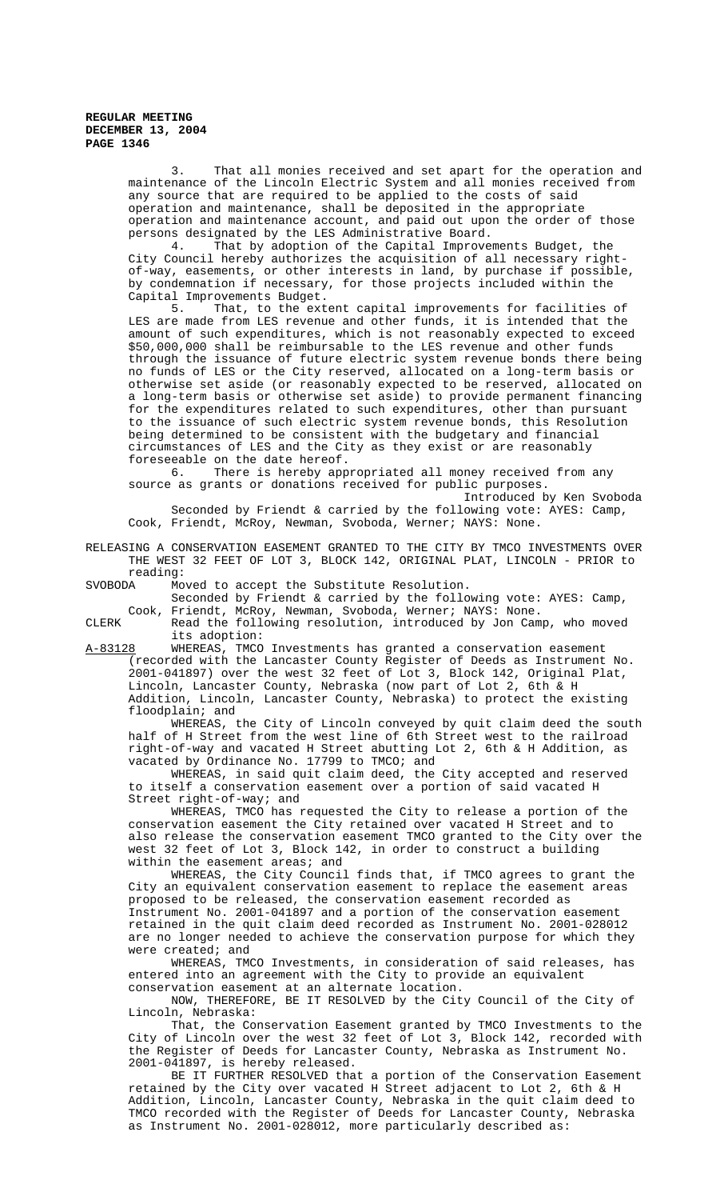3. That all monies received and set apart for the operation and maintenance of the Lincoln Electric System and all monies received from any source that are required to be applied to the costs of said operation and maintenance, shall be deposited in the appropriate operation and maintenance account, and paid out upon the order of those persons designated by the LES Administrative Board.

4. That by adoption of the Capital Improvements Budget, the City Council hereby authorizes the acquisition of all necessary right-of-way, easements, or other interests in land, by purchase if possible, by condemnation if necessary, for those projects included within the Capital Improvements Budget.

5. That, to the extent capital improvements for facilities of LES are made from LES revenue and other funds, it is intended that the amount of such expenditures, which is not reasonably expected to exceed $50,000,000 shall be reimbursable to the LES revenue and other funds through the issuance of future electric system revenue bonds there being no funds of LES or the City reserved, allocated on a long-term basis or otherwise set aside (or reasonably expected to be reserved, allocated on a long-term basis or otherwise set aside) to provide permanent financing for the expenditures related to such expenditures, other than pursuant to the issuance of such electric system revenue bonds, this Resolution being determined to be consistent with the budgetary and financial circumstances of LES and the City as they exist or are reasonably foreseeable on the date hereof.

6. There is hereby appropriated all money received from any source as grants or donations received for public purposes.

Introduced by Ken Svoboda

Seconded by Friendt & carried by the following vote: AYES: Camp, Cook, Friendt, McRoy, Newman, Svoboda, Werner; NAYS: None.

RELEASING A CONSERVATION EASEMENT GRANTED TO THE CITY BY TMCO INVESTMENTS OVER THE WEST 32 FEET OF LOT 3, BLOCK 142, ORIGINAL PLAT, LINCOLN - PRIOR to reading:

SVOBODA Moved to accept the Substitute Resolution.

Seconded by Friendt & carried by the following vote: AYES: Camp, Cook, Friendt, McRoy, Newman, Svoboda, Werner; NAYS: None.

CLERK Read the following resolution, introduced by Jon Camp, who moved its adoption:

A-83128 WHEREAS, TMCO Investments has granted a conservation easement (recorded with the Lancaster County Register of Deeds as Instrument No. 2001-041897) over the west 32 feet of Lot 3, Block 142, Original Plat, Lincoln, Lancaster County, Nebraska (now part of Lot 2, 6th & H Addition, Lincoln, Lancaster County, Nebraska) to protect the existing floodplain; and

WHEREAS, the City of Lincoln conveyed by quit claim deed the south half of H Street from the west line of 6th Street west to the railroad right-of-way and vacated H Street abutting Lot 2, 6th & H Addition, as vacated by Ordinance No. 17799 to TMCO; and

WHEREAS, in said quit claim deed, the City accepted and reserved to itself a conservation easement over a portion of said vacated H Street right-of-way; and

WHEREAS, TMCO has requested the City to release a portion of the conservation easement the City retained over vacated H Street and to also release the conservation easement TMCO granted to the City over the west 32 feet of Lot 3, Block 142, in order to construct a building within the easement areas; and

WHEREAS, the City Council finds that, if TMCO agrees to grant the City an equivalent conservation easement to replace the easement areas proposed to be released, the conservation easement recorded as Instrument No. 2001-041897 and a portion of the conservation easement retained in the quit claim deed recorded as Instrument No. 2001-028012 are no longer needed to achieve the conservation purpose for which they were created; and

WHEREAS, TMCO Investments, in consideration of said releases, has entered into an agreement with the City to provide an equivalent conservation easement at an alternate location.

NOW, THEREFORE, BE IT RESOLVED by the City Council of the City of Lincoln, Nebraska:

That, the Conservation Easement granted by TMCO Investments to the City of Lincoln over the west 32 feet of Lot 3, Block 142, recorded with the Register of Deeds for Lancaster County, Nebraska as Instrument No. 2001-041897, is hereby released.

BE IT FURTHER RESOLVED that a portion of the Conservation Easement retained by the City over vacated H Street adjacent to Lot 2, 6th & H Addition, Lincoln, Lancaster County, Nebraska in the quit claim deed to TMCO recorded with the Register of Deeds for Lancaster County, Nebraska as Instrument No. 2001-028012, more particularly described as: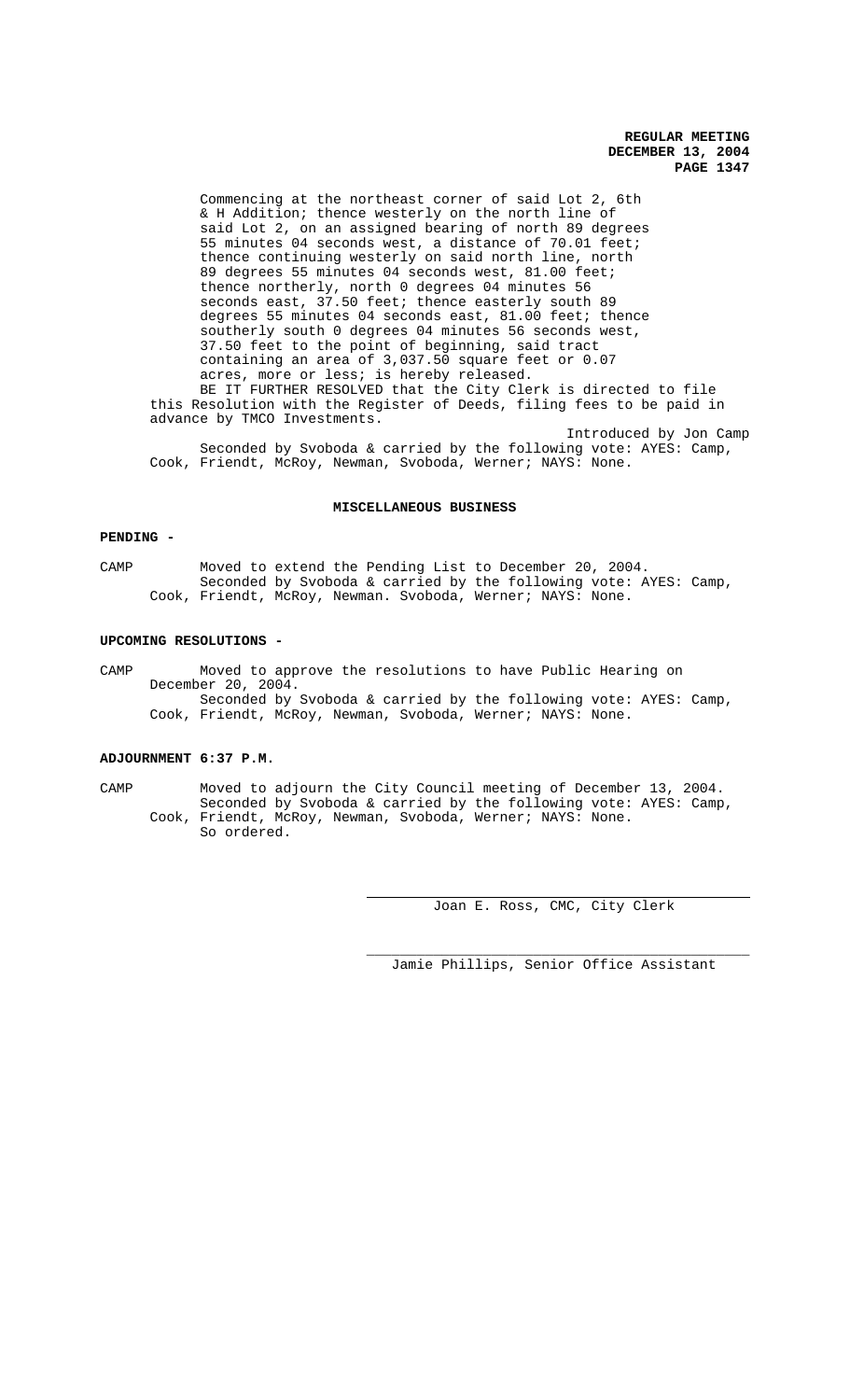Commencing at the northeast corner of said Lot 2, 6th & H Addition; thence westerly on the north line of said Lot 2, on an assigned bearing of north 89 degrees 55 minutes 04 seconds west, a distance of 70.01 feet; thence continuing westerly on said north line, north 89 degrees 55 minutes 04 seconds west, 81.00 feet; thence northerly, north 0 degrees 04 minutes 56 seconds east, 37.50 feet; thence easterly south 89 degrees 55 minutes 04 seconds east, 81.00 feet; thence southerly south 0 degrees 04 minutes 56 seconds west, 37.50 feet to the point of beginning, said tract containing an area of 3,037.50 square feet or 0.07 acres, more or less; is hereby released.

BE IT FURTHER RESOLVED that the City Clerk is directed to file this Resolution with the Register of Deeds, filing fees to be paid in advance by TMCO Investments.

Introduced by Jon Camp

Seconded by Svoboda & carried by the following vote: AYES: Camp, Cook, Friendt, McRoy, Newman, Svoboda, Werner; NAYS: None.

## MISCELLANEOUS BUSINESS

**PENDING -**

CAMP Moved to extend the Pending List to December 20, 2004.
Seconded by Svoboda & carried by the following vote: AYES: Camp, Cook, Friendt, McRoy, Newman. Svoboda, Werner; NAYS: None.

**UPCOMING RESOLUTIONS -**

CAMP Moved to approve the resolutions to have Public Hearing on December 20, 2004.
Seconded by Svoboda & carried by the following vote: AYES: Camp, Cook, Friendt, McRoy, Newman, Svoboda, Werner; NAYS: None.

**ADJOURNMENT 6:37 P.M.**

CAMP Moved to adjourn the City Council meeting of December 13, 2004.
Seconded by Svoboda & carried by the following vote: AYES: Camp, Cook, Friendt, McRoy, Newman, Svoboda, Werner; NAYS: None.
So ordered.

Joan E. Ross, CMC, City Clerk

Jamie Phillips, Senior Office Assistant